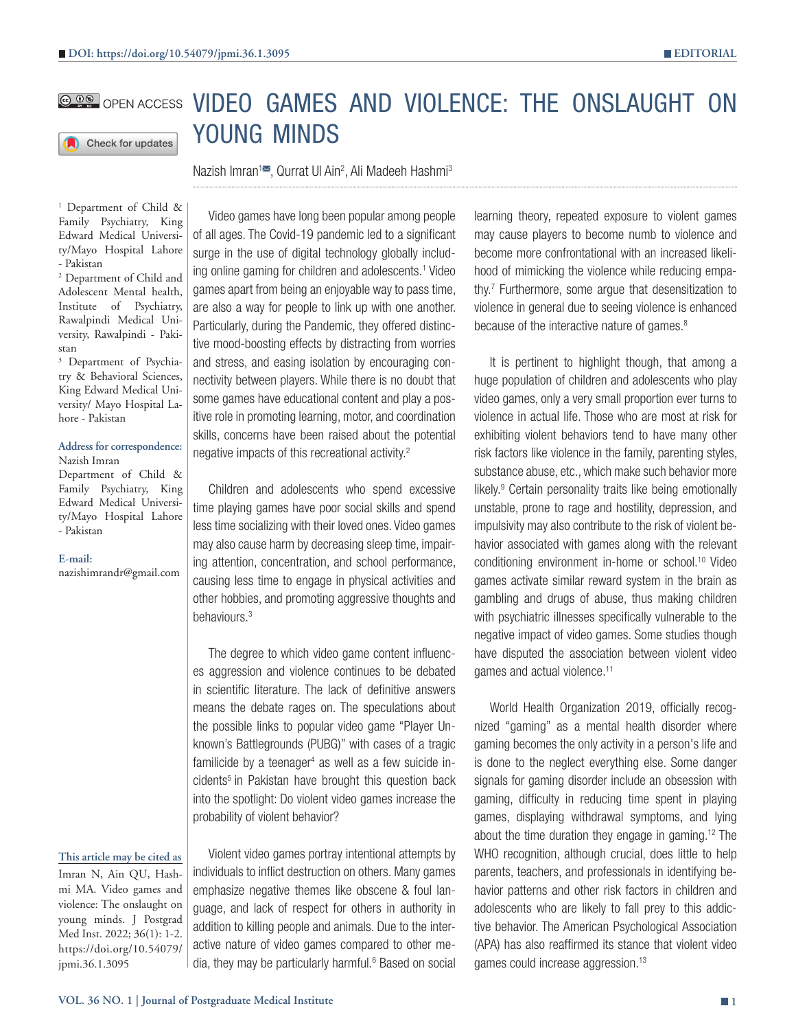DOI: https://doi.org/10.54079/jpmi.36.1.3095

EDITORIAL

OPEN ACCESS

# VIDEO GAMES AND VIOLENCE: THE ONSLAUGHT ON YOUNG MINDS

Nazish Imran[1], Qurrat Ul Ain[2], Ali Madeeh Hashmi[3]

[1] Department of Child & Family Psychiatry, King Edward Medical University/Mayo Hospital Lahore - Pakistan
[2] Department of Child and Adolescent Mental health, Institute of Psychiatry, Rawalpindi Medical University, Rawalpindi - Pakistan
[3] Department of Psychiatry & Behavioral Sciences, King Edward Medical University/ Mayo Hospital Lahore - Pakistan

**Address for correspondence:**
Nazish Imran
Department of Child & Family Psychiatry, King Edward Medical University/Mayo Hospital Lahore - Pakistan

**E-mail:**
nazishimrandr@gmail.com

**This article may be cited as**
Imran N, Ain QU, Hashmi MA. Video games and violence: The onslaught on young minds. J Postgrad Med Inst. 2022; 36(1): 1-2. https://doi.org/10.54079/jpmi.36.1.3095

Video games have long been popular among people of all ages. The Covid-19 pandemic led to a significant surge in the use of digital technology globally including online gaming for children and adolescents.[1] Video games apart from being an enjoyable way to pass time, are also a way for people to link up with one another. Particularly, during the Pandemic, they offered distinctive mood-boosting effects by distracting from worries and stress, and easing isolation by encouraging connectivity between players. While there is no doubt that some games have educational content and play a positive role in promoting learning, motor, and coordination skills, concerns have been raised about the potential negative impacts of this recreational activity.[2]

Children and adolescents who spend excessive time playing games have poor social skills and spend less time socializing with their loved ones. Video games may also cause harm by decreasing sleep time, impairing attention, concentration, and school performance, causing less time to engage in physical activities and other hobbies, and promoting aggressive thoughts and behaviours.[3]

The degree to which video game content influences aggression and violence continues to be debated in scientific literature. The lack of definitive answers means the debate rages on. The speculations about the possible links to popular video game "Player Unknown's Battlegrounds (PUBG)" with cases of a tragic familicide by a teenager[4] as well as a few suicide incidents[5] in Pakistan have brought this question back into the spotlight: Do violent video games increase the probability of violent behavior?

Violent video games portray intentional attempts by individuals to inflict destruction on others. Many games emphasize negative themes like obscene & foul language, and lack of respect for others in authority in addition to killing people and animals. Due to the interactive nature of video games compared to other media, they may be particularly harmful.[6] Based on social learning theory, repeated exposure to violent games may cause players to become numb to violence and become more confrontational with an increased likelihood of mimicking the violence while reducing empathy.[7] Furthermore, some argue that desensitization to violence in general due to seeing violence is enhanced because of the interactive nature of games.[8]

It is pertinent to highlight though, that among a huge population of children and adolescents who play video games, only a very small proportion ever turns to violence in actual life. Those who are most at risk for exhibiting violent behaviors tend to have many other risk factors like violence in the family, parenting styles, substance abuse, etc., which make such behavior more likely.[9] Certain personality traits like being emotionally unstable, prone to rage and hostility, depression, and impulsivity may also contribute to the risk of violent behavior associated with games along with the relevant conditioning environment in-home or school.[10] Video games activate similar reward system in the brain as gambling and drugs of abuse, thus making children with psychiatric illnesses specifically vulnerable to the negative impact of video games. Some studies though have disputed the association between violent video games and actual violence.[11]

World Health Organization 2019, officially recognized "gaming" as a mental health disorder where gaming becomes the only activity in a person's life and is done to the neglect everything else. Some danger signals for gaming disorder include an obsession with gaming, difficulty in reducing time spent in playing games, displaying withdrawal symptoms, and lying about the time duration they engage in gaming.[12] The WHO recognition, although crucial, does little to help parents, teachers, and professionals in identifying behavior patterns and other risk factors in children and adolescents who are likely to fall prey to this addictive behavior. The American Psychological Association (APA) has also reaffirmed its stance that violent video games could increase aggression.[13]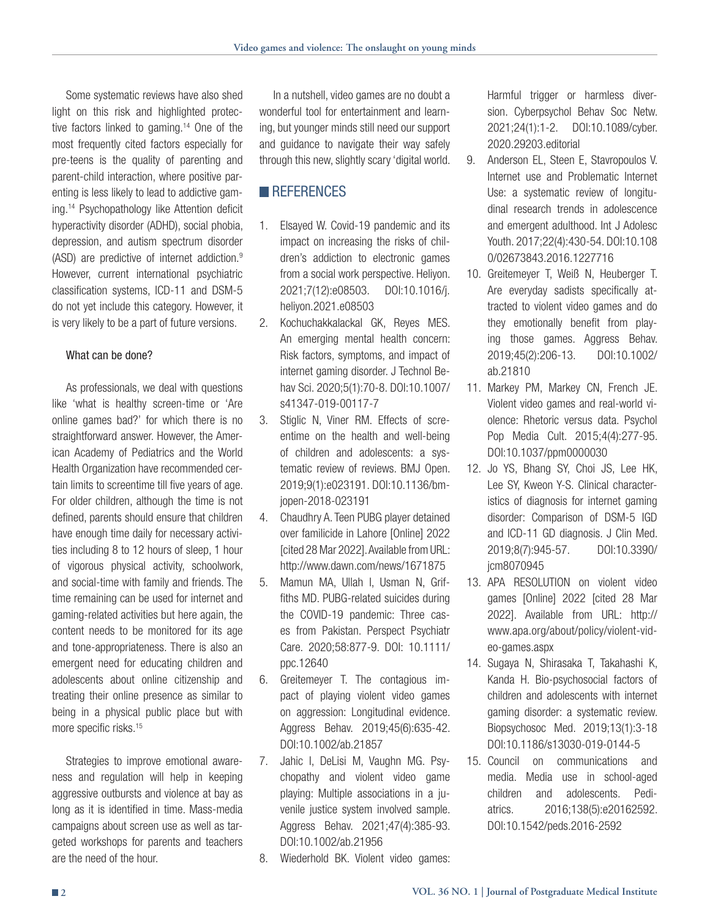Some systematic reviews have also shed light on this risk and highlighted protective factors linked to gaming.[14] One of the most frequently cited factors especially for pre-teens is the quality of parenting and parent-child interaction, where positive parenting is less likely to lead to addictive gaming.[14] Psychopathology like Attention deficit hyperactivity disorder (ADHD), social phobia, depression, and autism spectrum disorder (ASD) are predictive of internet addiction.[9] However, current international psychiatric classification systems, ICD-11 and DSM-5 do not yet include this category. However, it is very likely to be a part of future versions.

### What can be done?

As professionals, we deal with questions like 'what is healthy screen-time or 'Are online games bad?' for which there is no straightforward answer. However, the American Academy of Pediatrics and the World Health Organization have recommended certain limits to screentime till five years of age. For older children, although the time is not defined, parents should ensure that children have enough time daily for necessary activities including 8 to 12 hours of sleep, 1 hour of vigorous physical activity, schoolwork, and social-time with family and friends. The time remaining can be used for internet and gaming-related activities but here again, the content needs to be monitored for its age and tone-appropriateness. There is also an emergent need for educating children and adolescents about online citizenship and treating their online presence as similar to being in a physical public place but with more specific risks.[15]

Strategies to improve emotional awareness and regulation will help in keeping aggressive outbursts and violence at bay as long as it is identified in time. Mass-media campaigns about screen use as well as targeted workshops for parents and teachers are the need of the hour.

In a nutshell, video games are no doubt a wonderful tool for entertainment and learning, but younger minds still need our support and guidance to navigate their way safely through this new, slightly scary 'digital world.

## REFERENCES

1. Elsayed W. Covid-19 pandemic and its impact on increasing the risks of children's addiction to electronic games from a social work perspective. Heliyon. 2021;7(12):e08503. DOI:10.1016/j.heliyon.2021.e08503
2. Kochuchakkalackal GK, Reyes MES. An emerging mental health concern: Risk factors, symptoms, and impact of internet gaming disorder. J Technol Behav Sci. 2020;5(1):70-8. DOI:10.1007/s41347-019-00117-7
3. Stiglic N, Viner RM. Effects of screentime on the health and well-being of children and adolescents: a systematic review of reviews. BMJ Open. 2019;9(1):e023191. DOI:10.1136/bmjopen-2018-023191
4. Chaudhry A. Teen PUBG player detained over familicide in Lahore [Online] 2022 [cited 28 Mar 2022]. Available from URL: http://www.dawn.com/news/1671875
5. Mamun MA, Ullah I, Usman N, Griffiths MD. PUBG-related suicides during the COVID-19 pandemic: Three cases from Pakistan. Perspect Psychiatr Care. 2020;58:877-9. DOI: 10.1111/ppc.12640
6. Greitemeyer T. The contagious impact of playing violent video games on aggression: Longitudinal evidence. Aggress Behav. 2019;45(6):635-42. DOI:10.1002/ab.21857
7. Jahic I, DeLisi M, Vaughn MG. Psychopathy and violent video game playing: Multiple associations in a juvenile justice system involved sample. Aggress Behav. 2021;47(4):385-93. DOI:10.1002/ab.21956
8. Wiederhold BK. Violent video games: Harmful trigger or harmless diversion. Cyberpsychol Behav Soc Netw. 2021;24(1):1-2. DOI:10.1089/cyber.2020.29203.editorial
9. Anderson EL, Steen E, Stavropoulos V. Internet use and Problematic Internet Use: a systematic review of longitudinal research trends in adolescence and emergent adulthood. Int J Adolesc Youth. 2017;22(4):430-54. DOI:10.1080/02673843.2016.1227716
10. Greitemeyer T, Weiß N, Heuberger T. Are everyday sadists specifically attracted to violent video games and do they emotionally benefit from playing those games. Aggress Behav. 2019;45(2):206-13. DOI:10.1002/ab.21810
11. Markey PM, Markey CN, French JE. Violent video games and real-world violence: Rhetoric versus data. Psychol Pop Media Cult. 2015;4(4):277-95. DOI:10.1037/ppm0000030
12. Jo YS, Bhang SY, Choi JS, Lee HK, Lee SY, Kweon Y-S. Clinical characteristics of diagnosis for internet gaming disorder: Comparison of DSM-5 IGD and ICD-11 GD diagnosis. J Clin Med. 2019;8(7):945-57. DOI:10.3390/jcm8070945
13. APA RESOLUTION on violent video games [Online] 2022 [cited 28 Mar 2022]. Available from URL: http://www.apa.org/about/policy/violent-video-games.aspx
14. Sugaya N, Shirasaka T, Takahashi K, Kanda H. Bio-psychosocial factors of children and adolescents with internet gaming disorder: a systematic review. Biopsychosoc Med. 2019;13(1):3-18 DOI:10.1186/s13030-019-0144-5
15. Council on communications and media. Media use in school-aged children and adolescents. Pediatrics. 2016;138(5):e20162592. DOI:10.1542/peds.2016-2592